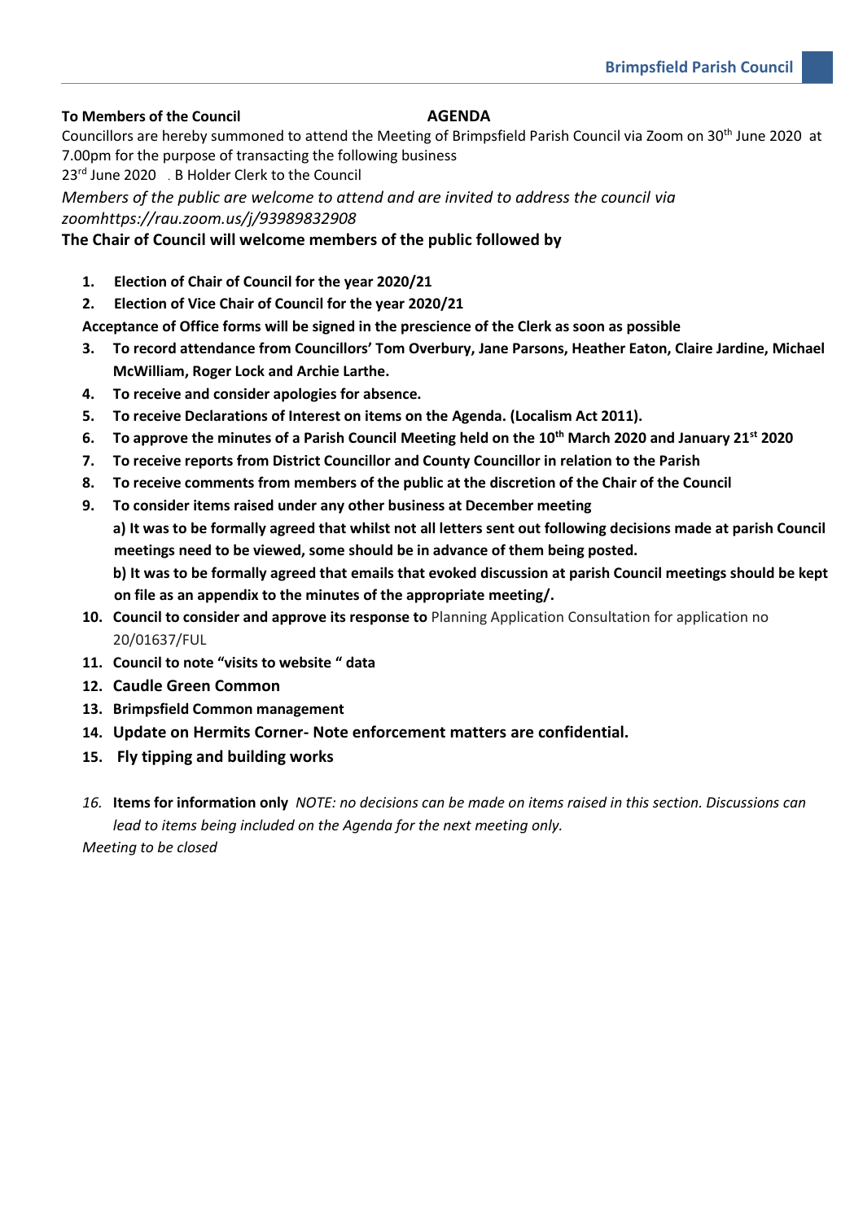**To Members of the Council** **AGENDA**

Councillors are hereby summoned to attend the Meeting of Brimpsfield Parish Council via Zoom on 30th June 2020 at 7.00pm for the purpose of transacting the following business

23rd June 2020 . B Holder Clerk to the Council

*Members of the public are welcome to attend and are invited to address the council via zoomhttps://rau.zoom.us/j/93989832908*

**The Chair of Council will welcome members of the public followed by**

1. **Election of Chair of Council for the year 2020/21**
2. **Election of Vice Chair of Council for the year 2020/21**

**Acceptance of Office forms will be signed in the prescience of the Clerk as soon as possible**

3. **To record attendance from Councillors' Tom Overbury, Jane Parsons, Heather Eaton, Claire Jardine, Michael McWilliam, Roger Lock and Archie Larthe.**
4. **To receive and consider apologies for absence.**
5. **To receive Declarations of Interest on items on the Agenda. (Localism Act 2011).**
6. **To approve the minutes of a Parish Council Meeting held on the 10th March 2020 and January 21st 2020**
7. **To receive reports from District Councillor and County Councillor in relation to the Parish**
8. **To receive comments from members of the public at the discretion of the Chair of the Council**
9. **To consider items raised under any other business at December meeting**

   **a) It was to be formally agreed that whilst not all letters sent out following decisions made at parish Council meetings need to be viewed, some should be in advance of them being posted.**

   **b) It was to be formally agreed that emails that evoked discussion at parish Council meetings should be kept on file as an appendix to the minutes of the appropriate meeting/.**

10. **Council to consider and approve its response to** Planning Application Consultation for application no 20/01637/FUL
11. **Council to note "visits to website " data**
12. **Caudle Green Common**
13. **Brimpsfield Common management**
14. **Update on Hermits Corner- Note enforcement matters are confidential.**
15. **Fly tipping and building works**

16. **Items for information only** *NOTE: no decisions can be made on items raised in this section. Discussions can lead to items being included on the Agenda for the next meeting only.*

*Meeting to be closed*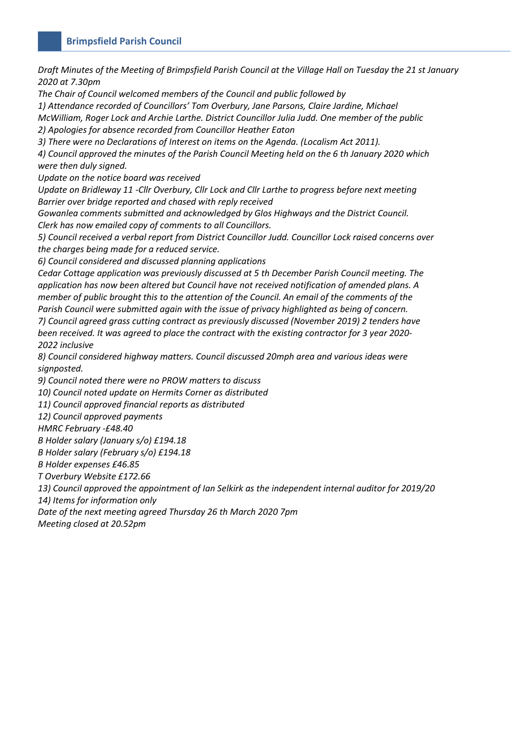# Brimpsfield Parish Council

*Draft Minutes of the Meeting of Brimpsfield Parish Council at the Village Hall on Tuesday the 21 st January 2020 at 7.30pm*

*The Chair of Council welcomed members of the Council and public followed by*

*1) Attendance recorded of Councillors' Tom Overbury, Jane Parsons, Claire Jardine, Michael McWilliam, Roger Lock and Archie Larthe. District Councillor Julia Judd. One member of the public*

*2) Apologies for absence recorded from Councillor Heather Eaton*

*3) There were no Declarations of Interest on items on the Agenda. (Localism Act 2011).*

*4) Council approved the minutes of the Parish Council Meeting held on the 6 th January 2020 which were then duly signed.*

*Update on the notice board was received*

*Update on Bridleway 11 -Cllr Overbury, Cllr Lock and Cllr Larthe to progress before next meeting*

*Barrier over bridge reported and chased with reply received*

*Gowanlea comments submitted and acknowledged by Glos Highways and the District Council.*

*Clerk has now emailed copy of comments to all Councillors.*

*5) Council received a verbal report from District Councillor Judd. Councillor Lock raised concerns over the charges being made for a reduced service.*

*6) Council considered and discussed planning applications*

*Cedar Cottage application was previously discussed at 5 th December Parish Council meeting. The application has now been altered but Council have not received notification of amended plans. A member of public brought this to the attention of the Council. An email of the comments of the Parish Council were submitted again with the issue of privacy highlighted as being of concern.*

*7) Council agreed grass cutting contract as previously discussed (November 2019) 2 tenders have been received. It was agreed to place the contract with the existing contractor for 3 year 2020-2022 inclusive*

*8) Council considered highway matters. Council discussed 20mph area and various ideas were signposted.*

*9) Council noted there were no PROW matters to discuss*

*10) Council noted update on Hermits Corner as distributed*

*11) Council approved financial reports as distributed*

*12) Council approved payments*

*HMRC February -£48.40*

*B Holder salary (January s/o) £194.18*

*B Holder salary (February s/o) £194.18*

*B Holder expenses £46.85*

*T Overbury Website £172.66*

*13) Council approved the appointment of Ian Selkirk as the independent internal auditor for 2019/20*

*14) Items for information only*

*Date of the next meeting agreed Thursday 26 th March 2020 7pm*

*Meeting closed at 20.52pm*